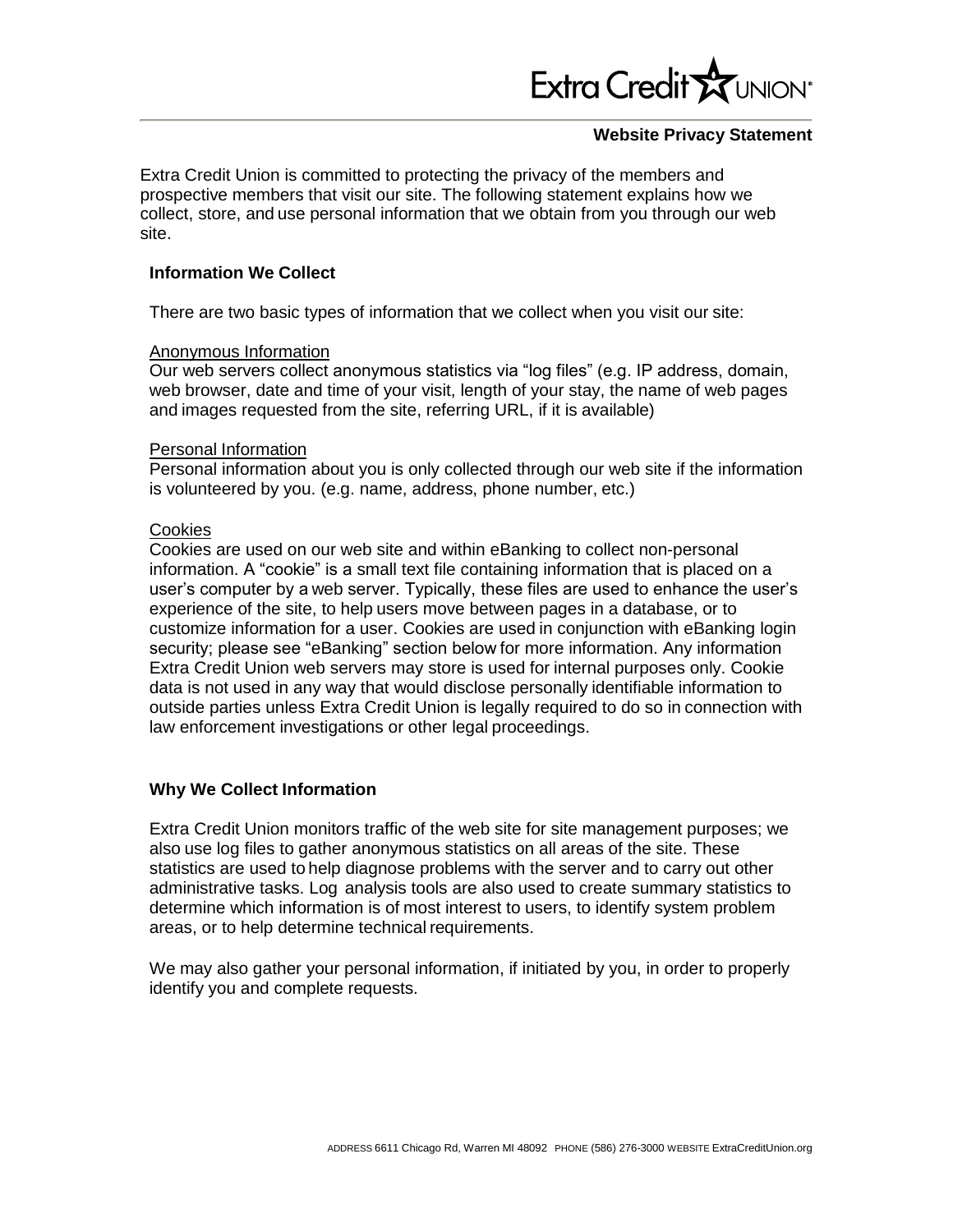Extra Credit UNION®

## Website Privacy Statement

Extra Credit Union is committed to protecting the privacy of the members and prospective members that visit our site. The following statement explains how we collect, store, and use personal information that we obtain from you through our web site.

### Information We Collect

There are two basic types of information that we collect when you visit our site:

Anonymous Information

Our web servers collect anonymous statistics via "log files" (e.g. IP address, domain, web browser, date and time of your visit, length of your stay, the name of web pages and images requested from the site, referring URL, if it is available)

Personal Information

Personal information about you is only collected through our web site if the information is volunteered by you. (e.g. name, address, phone number, etc.)

Cookies

Cookies are used on our web site and within eBanking to collect non-personal information. A "cookie" is a small text file containing information that is placed on a user's computer by a web server. Typically, these files are used to enhance the user's experience of the site, to help users move between pages in a database, or to customize information for a user. Cookies are used in conjunction with eBanking login security; please see "eBanking" section below for more information. Any information Extra Credit Union web servers may store is used for internal purposes only. Cookie data is not used in any way that would disclose personally identifiable information to outside parties unless Extra Credit Union is legally required to do so in connection with law enforcement investigations or other legal proceedings.

### Why We Collect Information

Extra Credit Union monitors traffic of the web site for site management purposes; we also use log files to gather anonymous statistics on all areas of the site. These statistics are used to help diagnose problems with the server and to carry out other administrative tasks. Log analysis tools are also used to create summary statistics to determine which information is of most interest to users, to identify system problem areas, or to help determine technical requirements.

We may also gather your personal information, if initiated by you, in order to properly identify you and complete requests.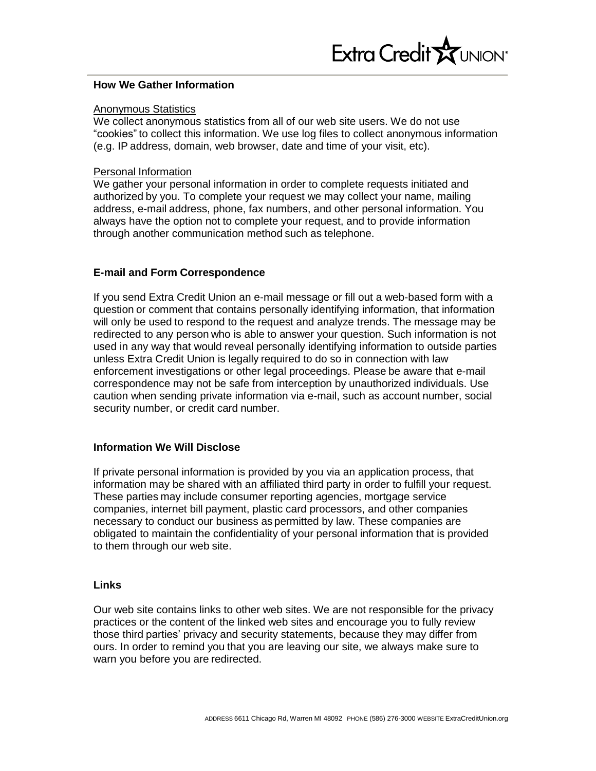**How We Gather Information**

Anonymous Statistics
We collect anonymous statistics from all of our web site users. We do not use "cookies" to collect this information. We use log files to collect anonymous information (e.g. IP address, domain, web browser, date and time of your visit, etc).

Personal Information
We gather your personal information in order to complete requests initiated and authorized by you. To complete your request we may collect your name, mailing address, e-mail address, phone, fax numbers, and other personal information. You always have the option not to complete your request, and to provide information through another communication method such as telephone.

**E-mail and Form Correspondence**

If you send Extra Credit Union an e-mail message or fill out a web-based form with a question or comment that contains personally identifying information, that information will only be used to respond to the request and analyze trends. The message may be redirected to any person who is able to answer your question. Such information is not used in any way that would reveal personally identifying information to outside parties unless Extra Credit Union is legally required to do so in connection with law enforcement investigations or other legal proceedings. Please be aware that e-mail correspondence may not be safe from interception by unauthorized individuals. Use caution when sending private information via e-mail, such as account number, social security number, or credit card number.

**Information We Will Disclose**

If private personal information is provided by you via an application process, that information may be shared with an affiliated third party in order to fulfill your request. These parties may include consumer reporting agencies, mortgage service companies, internet bill payment, plastic card processors, and other companies necessary to conduct our business as permitted by law. These companies are obligated to maintain the confidentiality of your personal information that is provided to them through our web site.

**Links**

Our web site contains links to other web sites. We are not responsible for the privacy practices or the content of the linked web sites and encourage you to fully review those third parties' privacy and security statements, because they may differ from ours. In order to remind you that you are leaving our site, we always make sure to warn you before you are redirected.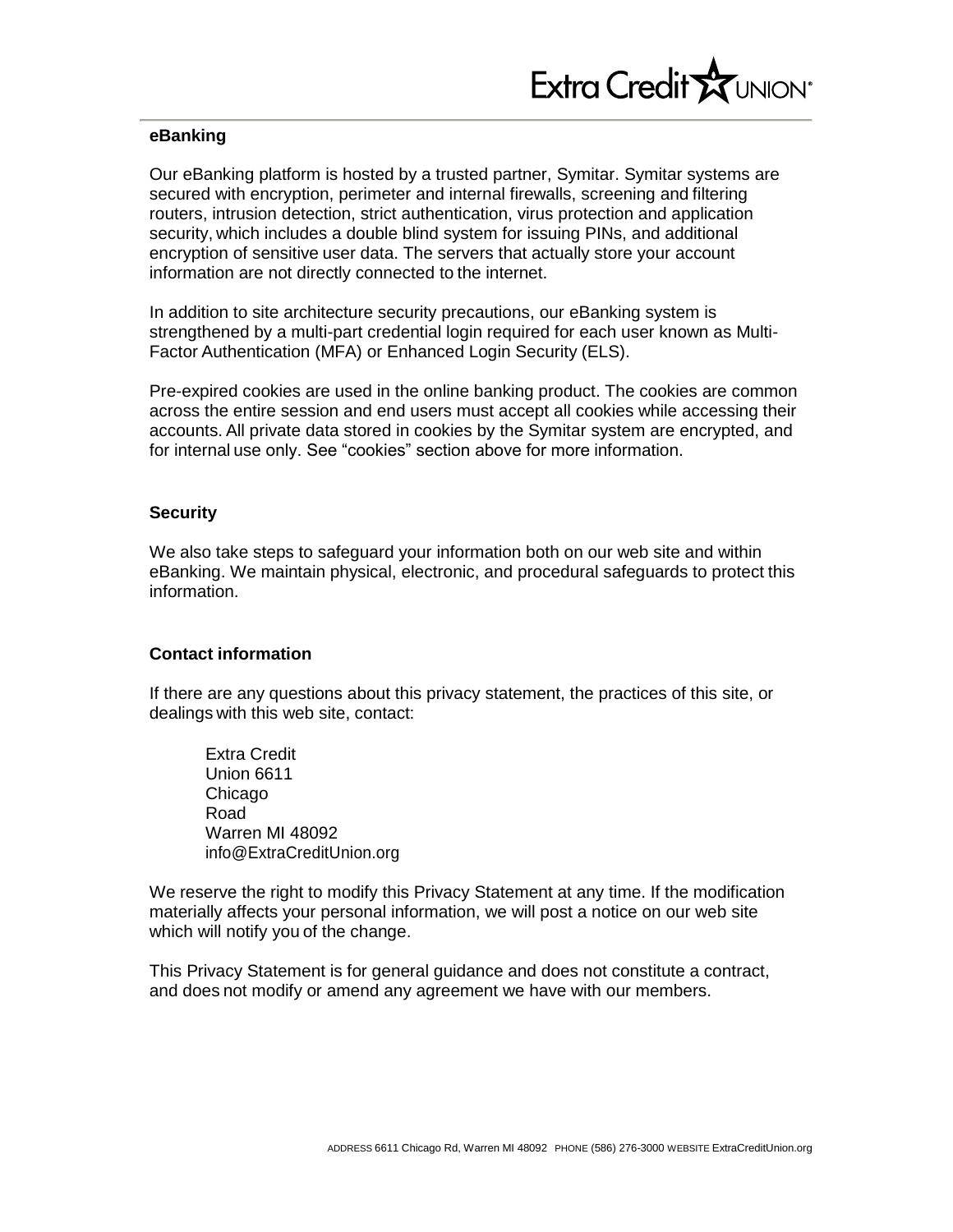## eBanking

Our eBanking platform is hosted by a trusted partner, Symitar. Symitar systems are secured with encryption, perimeter and internal firewalls, screening and filtering routers, intrusion detection, strict authentication, virus protection and application security, which includes a double blind system for issuing PINs, and additional encryption of sensitive user data. The servers that actually store your account information are not directly connected to the internet.

In addition to site architecture security precautions, our eBanking system is strengthened by a multi-part credential login required for each user known as Multi-Factor Authentication (MFA) or Enhanced Login Security (ELS).

Pre-expired cookies are used in the online banking product. The cookies are common across the entire session and end users must accept all cookies while accessing their accounts. All private data stored in cookies by the Symitar system are encrypted, and for internal use only. See "cookies" section above for more information.

## Security

We also take steps to safeguard your information both on our web site and within eBanking. We maintain physical, electronic, and procedural safeguards to protect this information.

## Contact information

If there are any questions about this privacy statement, the practices of this site, or dealings with this web site, contact:

Extra Credit
Union 6611
Chicago
Road
Warren MI 48092
info@ExtraCreditUnion.org

We reserve the right to modify this Privacy Statement at any time. If the modification materially affects your personal information, we will post a notice on our web site which will notify you of the change.

This Privacy Statement is for general guidance and does not constitute a contract, and does not modify or amend any agreement we have with our members.